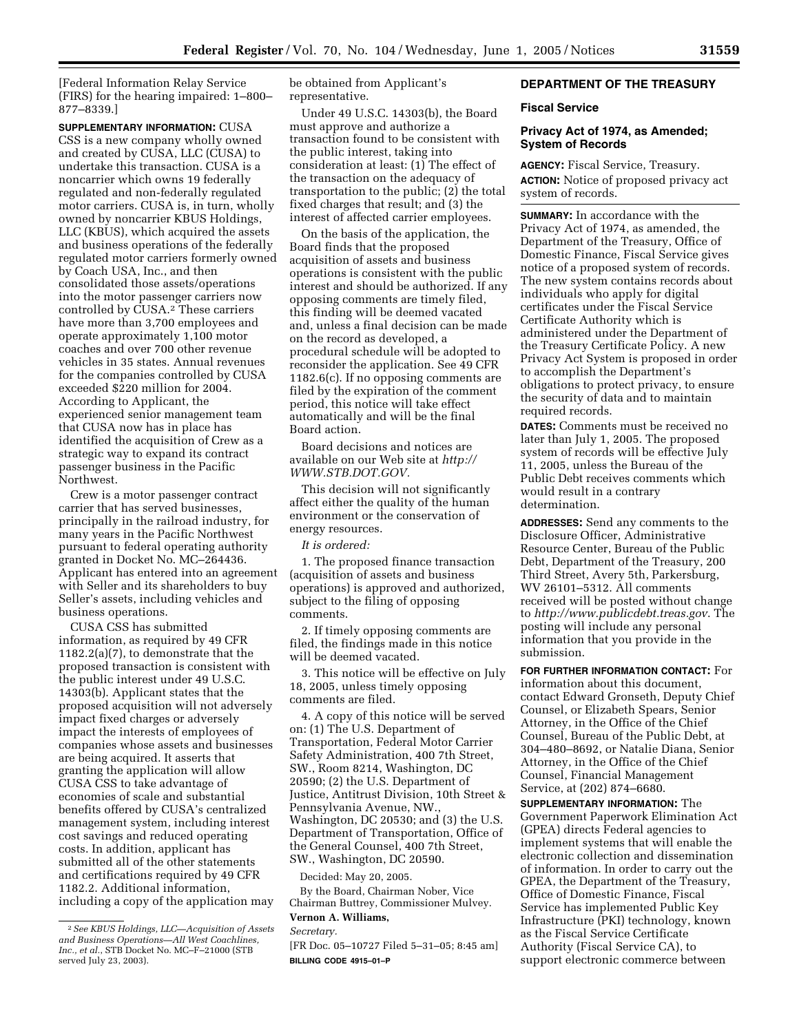[Federal Information Relay Service (FIRS) for the hearing impaired: 1–800–877–8339.]

**SUPPLEMENTARY INFORMATION:** CUSA CSS is a new company wholly owned and created by CUSA, LLC (CUSA) to undertake this transaction. CUSA is a noncarrier which owns 19 federally regulated and non-federally regulated motor carriers. CUSA is, in turn, wholly owned by noncarrier KBUS Holdings, LLC (KBUS), which acquired the assets and business operations of the federally regulated motor carriers formerly owned by Coach USA, Inc., and then consolidated those assets/operations into the motor passenger carriers now controlled by CUSA.[2] These carriers have more than 3,700 employees and operate approximately 1,100 motor coaches and over 700 other revenue vehicles in 35 states. Annual revenues for the companies controlled by CUSA exceeded $220 million for 2004. According to Applicant, the experienced senior management team that CUSA now has in place has identified the acquisition of Crew as a strategic way to expand its contract passenger business in the Pacific Northwest.

Crew is a motor passenger contract carrier that has served businesses, principally in the railroad industry, for many years in the Pacific Northwest pursuant to federal operating authority granted in Docket No. MC–264436. Applicant has entered into an agreement with Seller and its shareholders to buy Seller's assets, including vehicles and business operations.

CUSA CSS has submitted information, as required by 49 CFR 1182.2(a)(7), to demonstrate that the proposed transaction is consistent with the public interest under 49 U.S.C. 14303(b). Applicant states that the proposed acquisition will not adversely impact fixed charges or adversely impact the interests of employees of companies whose assets and businesses are being acquired. It asserts that granting the application will allow CUSA CSS to take advantage of economies of scale and substantial benefits offered by CUSA's centralized management system, including interest cost savings and reduced operating costs. In addition, applicant has submitted all of the other statements and certifications required by 49 CFR 1182.2. Additional information, including a copy of the application may be obtained from Applicant's representative.

Under 49 U.S.C. 14303(b), the Board must approve and authorize a transaction found to be consistent with the public interest, taking into consideration at least: (1) The effect of the transaction on the adequacy of transportation to the public; (2) the total fixed charges that result; and (3) the interest of affected carrier employees.

On the basis of the application, the Board finds that the proposed acquisition of assets and business operations is consistent with the public interest and should be authorized. If any opposing comments are timely filed, this finding will be deemed vacated and, unless a final decision can be made on the record as developed, a procedural schedule will be adopted to reconsider the application. See 49 CFR 1182.6(c). If no opposing comments are filed by the expiration of the comment period, this notice will take effect automatically and will be the final Board action.

Board decisions and notices are available on our Web site at *http://WWW.STB.DOT.GOV.*

This decision will not significantly affect either the quality of the human environment or the conservation of energy resources.

*It is ordered:*

1. The proposed finance transaction (acquisition of assets and business operations) is approved and authorized, subject to the filing of opposing comments.

2. If timely opposing comments are filed, the findings made in this notice will be deemed vacated.

3. This notice will be effective on July 18, 2005, unless timely opposing comments are filed.

4. A copy of this notice will be served on: (1) The U.S. Department of Transportation, Federal Motor Carrier Safety Administration, 400 7th Street, SW., Room 8214, Washington, DC 20590; (2) the U.S. Department of Justice, Antitrust Division, 10th Street & Pennsylvania Avenue, NW., Washington, DC 20530; and (3) the U.S. Department of Transportation, Office of the General Counsel, 400 7th Street, SW., Washington, DC 20590.

Decided: May 20, 2005.

By the Board, Chairman Nober, Vice Chairman Buttrey, Commissioner Mulvey.

**Vernon A. Williams,**

*Secretary.*

[FR Doc. 05–10727 Filed 5–31–05; 8:45 am]

**BILLING CODE 4915–01–P**

[2] *See KBUS Holdings, LLC—Acquisition of Assets and Business Operations—All West Coachlines, Inc., et al.*, STB Docket No. MC–F–21000 (STB served July 23, 2003).

## DEPARTMENT OF THE TREASURY

### Fiscal Service

### Privacy Act of 1974, as Amended; System of Records

**AGENCY:** Fiscal Service, Treasury.

**ACTION:** Notice of proposed privacy act system of records.

**SUMMARY:** In accordance with the Privacy Act of 1974, as amended, the Department of the Treasury, Office of Domestic Finance, Fiscal Service gives notice of a proposed system of records. The new system contains records about individuals who apply for digital certificates under the Fiscal Service Certificate Authority which is administered under the Department of the Treasury Certificate Policy. A new Privacy Act System is proposed in order to accomplish the Department's obligations to protect privacy, to ensure the security of data and to maintain required records.

**DATES:** Comments must be received no later than July 1, 2005. The proposed system of records will be effective July 11, 2005, unless the Bureau of the Public Debt receives comments which would result in a contrary determination.

**ADDRESSES:** Send any comments to the Disclosure Officer, Administrative Resource Center, Bureau of the Public Debt, Department of the Treasury, 200 Third Street, Avery 5th, Parkersburg, WV 26101–5312. All comments received will be posted without change to *http://www.publicdebt.treas.gov*. The posting will include any personal information that you provide in the submission.

**FOR FURTHER INFORMATION CONTACT:** For information about this document, contact Edward Gronseth, Deputy Chief Counsel, or Elizabeth Spears, Senior Attorney, in the Office of the Chief Counsel, Bureau of the Public Debt, at 304–480–8692, or Natalie Diana, Senior Attorney, in the Office of the Chief Counsel, Financial Management Service, at (202) 874–6680.

**SUPPLEMENTARY INFORMATION:** The Government Paperwork Elimination Act (GPEA) directs Federal agencies to implement systems that will enable the electronic collection and dissemination of information. In order to carry out the GPEA, the Department of the Treasury, Office of Domestic Finance, Fiscal Service has implemented Public Key Infrastructure (PKI) technology, known as the Fiscal Service Certificate Authority (Fiscal Service CA), to support electronic commerce between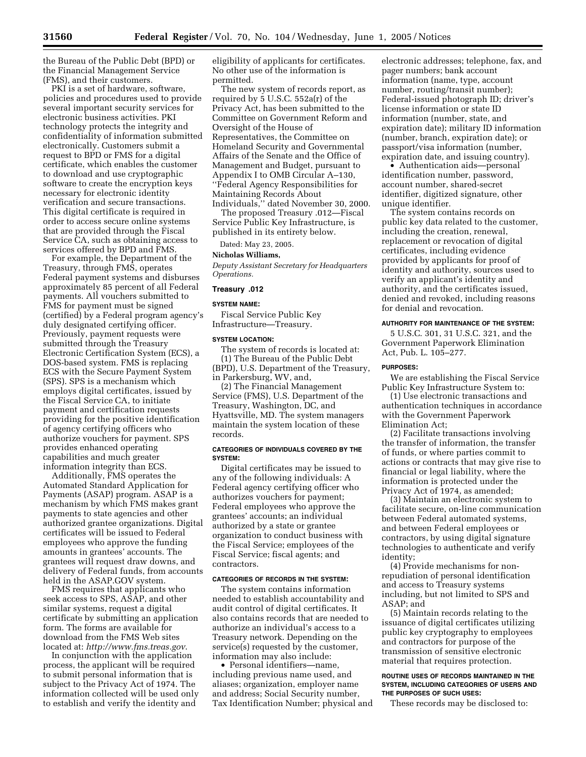the Bureau of the Public Debt (BPD) or the Financial Management Service (FMS), and their customers.

PKI is a set of hardware, software, policies and procedures used to provide several important security services for electronic business activities. PKI technology protects the integrity and confidentiality of information submitted electronically. Customers submit a request to BPD or FMS for a digital certificate, which enables the customer to download and use cryptographic software to create the encryption keys necessary for electronic identity verification and secure transactions. This digital certificate is required in order to access secure online systems that are provided through the Fiscal Service CA, such as obtaining access to services offered by BPD and FMS.

For example, the Department of the Treasury, through FMS, operates Federal payment systems and disburses approximately 85 percent of all Federal payments. All vouchers submitted to FMS for payment must be signed (certified) by a Federal program agency's duly designated certifying officer. Previously, payment requests were submitted through the Treasury Electronic Certification System (ECS), a DOS-based system. FMS is replacing ECS with the Secure Payment System (SPS). SPS is a mechanism which employs digital certificates, issued by the Fiscal Service CA, to initiate payment and certification requests providing for the positive identification of agency certifying officers who authorize vouchers for payment. SPS provides enhanced operating capabilities and much greater information integrity than ECS.

Additionally, FMS operates the Automated Standard Application for Payments (ASAP) program. ASAP is a mechanism by which FMS makes grant payments to state agencies and other authorized grantee organizations. Digital certificates will be issued to Federal employees who approve the funding amounts in grantees' accounts. The grantees will request draw downs, and delivery of Federal funds, from accounts held in the ASAP.GOV system.

FMS requires that applicants who seek access to SPS, ASAP, and other similar systems, request a digital certificate by submitting an application form. The forms are available for download from the FMS Web sites located at: *http://www.fms.treas.gov*.

In conjunction with the application process, the applicant will be required to submit personal information that is subject to the Privacy Act of 1974. The information collected will be used only to establish and verify the identity and eligibility of applicants for certificates. No other use of the information is permitted.

The new system of records report, as required by 5 U.S.C. 552a(r) of the Privacy Act, has been submitted to the Committee on Government Reform and Oversight of the House of Representatives, the Committee on Homeland Security and Governmental Affairs of the Senate and the Office of Management and Budget, pursuant to Appendix I to OMB Circular A–130, "Federal Agency Responsibilities for Maintaining Records About Individuals," dated November 30, 2000.

The proposed Treasury .012—Fiscal Service Public Key Infrastructure, is published in its entirety below.

Dated: May 23, 2005.

**Nicholas Williams,**

*Deputy Assistant Secretary for Headquarters Operations.*

## Treasury .012

#### SYSTEM NAME:

Fiscal Service Public Key Infrastructure—Treasury.

#### SYSTEM LOCATION:

The system of records is located at:

(1) The Bureau of the Public Debt (BPD), U.S. Department of the Treasury, in Parkersburg, WV, and,

(2) The Financial Management Service (FMS), U.S. Department of the Treasury, Washington, DC, and Hyattsville, MD. The system managers maintain the system location of these records.

#### CATEGORIES OF INDIVIDUALS COVERED BY THE SYSTEM:

Digital certificates may be issued to any of the following individuals: A Federal agency certifying officer who authorizes vouchers for payment; Federal employees who approve the grantees' accounts; an individual authorized by a state or grantee organization to conduct business with the Fiscal Service; employees of the Fiscal Service; fiscal agents; and contractors.

#### CATEGORIES OF RECORDS IN THE SYSTEM:

The system contains information needed to establish accountability and audit control of digital certificates. It also contains records that are needed to authorize an individual's access to a Treasury network. Depending on the service(s) requested by the customer, information may also include:

- Personal identifiers—name, including previous name used, and aliases; organization, employer name and address; Social Security number, Tax Identification Number; physical and electronic addresses; telephone, fax, and pager numbers; bank account information (name, type, account number, routing/transit number); Federal-issued photograph ID; driver's license information or state ID information (number, state, and expiration date); military ID information (number, branch, expiration date); or passport/visa information (number, expiration date, and issuing country).
- Authentication aids—personal identification number, password, account number, shared-secret identifier, digitized signature, other unique identifier.

The system contains records on public key data related to the customer, including the creation, renewal, replacement or revocation of digital certificates, including evidence provided by applicants for proof of identity and authority, sources used to verify an applicant's identity and authority, and the certificates issued, denied and revoked, including reasons for denial and revocation.

#### AUTHORITY FOR MAINTENANCE OF THE SYSTEM:

5 U.S.C. 301, 31 U.S.C. 321, and the Government Paperwork Elimination Act, Pub. L. 105–277.

#### PURPOSES:

We are establishing the Fiscal Service Public Key Infrastructure System to:

(1) Use electronic transactions and authentication techniques in accordance with the Government Paperwork Elimination Act;

(2) Facilitate transactions involving the transfer of information, the transfer of funds, or where parties commit to actions or contracts that may give rise to financial or legal liability, where the information is protected under the Privacy Act of 1974, as amended;

(3) Maintain an electronic system to facilitate secure, on-line communication between Federal automated systems, and between Federal employees or contractors, by using digital signature technologies to authenticate and verify identity;

(4) Provide mechanisms for non-repudiation of personal identification and access to Treasury systems including, but not limited to SPS and ASAP; and

(5) Maintain records relating to the issuance of digital certificates utilizing public key cryptography to employees and contractors for purpose of the transmission of sensitive electronic material that requires protection.

#### ROUTINE USES OF RECORDS MAINTAINED IN THE SYSTEM, INCLUDING CATEGORIES OF USERS AND THE PURPOSES OF SUCH USES:

These records may be disclosed to: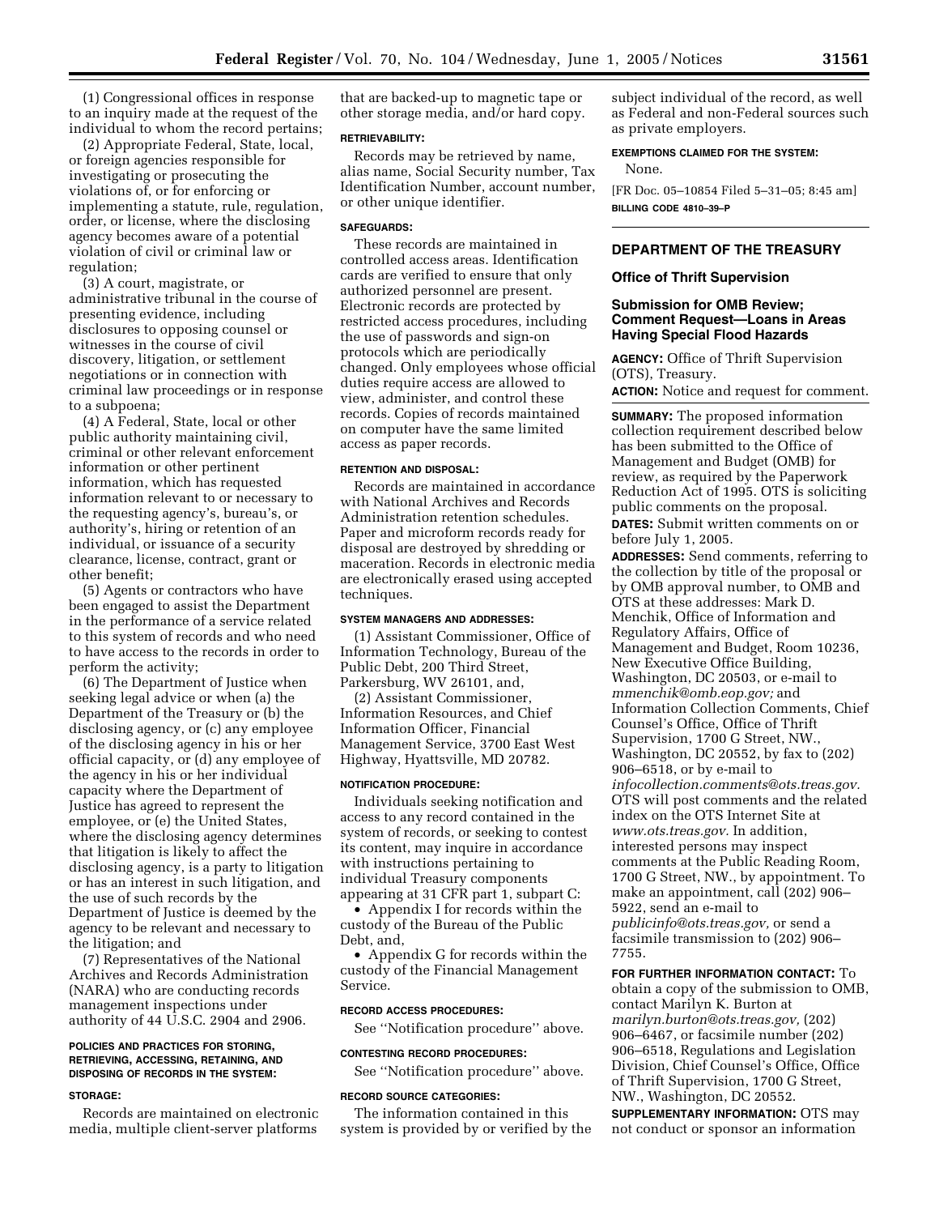(1) Congressional offices in response to an inquiry made at the request of the individual to whom the record pertains;

(2) Appropriate Federal, State, local, or foreign agencies responsible for investigating or prosecuting the violations of, or for enforcing or implementing a statute, rule, regulation, order, or license, where the disclosing agency becomes aware of a potential violation of civil or criminal law or regulation;

(3) A court, magistrate, or administrative tribunal in the course of presenting evidence, including disclosures to opposing counsel or witnesses in the course of civil discovery, litigation, or settlement negotiations or in connection with criminal law proceedings or in response to a subpoena;

(4) A Federal, State, local or other public authority maintaining civil, criminal or other relevant enforcement information or other pertinent information, which has requested information relevant to or necessary to the requesting agency's, bureau's, or authority's, hiring or retention of an individual, or issuance of a security clearance, license, contract, grant or other benefit;

(5) Agents or contractors who have been engaged to assist the Department in the performance of a service related to this system of records and who need to have access to the records in order to perform the activity;

(6) The Department of Justice when seeking legal advice or when (a) the Department of the Treasury or (b) the disclosing agency, or (c) any employee of the disclosing agency in his or her official capacity, or (d) any employee of the agency in his or her individual capacity where the Department of Justice has agreed to represent the employee, or (e) the United States, where the disclosing agency determines that litigation is likely to affect the disclosing agency, is a party to litigation or has an interest in such litigation, and the use of such records by the Department of Justice is deemed by the agency to be relevant and necessary to the litigation; and

(7) Representatives of the National Archives and Records Administration (NARA) who are conducting records management inspections under authority of 44 U.S.C. 2904 and 2906.

**POLICIES AND PRACTICES FOR STORING, RETRIEVING, ACCESSING, RETAINING, AND DISPOSING OF RECORDS IN THE SYSTEM:**

**STORAGE:**

Records are maintained on electronic media, multiple client-server platforms that are backed-up to magnetic tape or other storage media, and/or hard copy.

**RETRIEVABILITY:**

Records may be retrieved by name, alias name, Social Security number, Tax Identification Number, account number, or other unique identifier.

**SAFEGUARDS:**

These records are maintained in controlled access areas. Identification cards are verified to ensure that only authorized personnel are present. Electronic records are protected by restricted access procedures, including the use of passwords and sign-on protocols which are periodically changed. Only employees whose official duties require access are allowed to view, administer, and control these records. Copies of records maintained on computer have the same limited access as paper records.

**RETENTION AND DISPOSAL:**

Records are maintained in accordance with National Archives and Records Administration retention schedules. Paper and microform records ready for disposal are destroyed by shredding or maceration. Records in electronic media are electronically erased using accepted techniques.

**SYSTEM MANAGERS AND ADDRESSES:**

(1) Assistant Commissioner, Office of Information Technology, Bureau of the Public Debt, 200 Third Street, Parkersburg, WV 26101, and,

(2) Assistant Commissioner, Information Resources, and Chief Information Officer, Financial Management Service, 3700 East West Highway, Hyattsville, MD 20782.

**NOTIFICATION PROCEDURE:**

Individuals seeking notification and access to any record contained in the system of records, or seeking to contest its content, may inquire in accordance with instructions pertaining to individual Treasury components appearing at 31 CFR part 1, subpart C:

- Appendix I for records within the custody of the Bureau of the Public Debt, and,
- Appendix G for records within the custody of the Financial Management Service.

**RECORD ACCESS PROCEDURES:**

See ''Notification procedure'' above.

**CONTESTING RECORD PROCEDURES:**

See ''Notification procedure'' above.

**RECORD SOURCE CATEGORIES:**

The information contained in this system is provided by or verified by the subject individual of the record, as well as Federal and non-Federal sources such as private employers.

**EXEMPTIONS CLAIMED FOR THE SYSTEM:**

None.

[FR Doc. 05–10854 Filed 5–31–05; 8:45 am]

**BILLING CODE 4810–39–P**

---

## DEPARTMENT OF THE TREASURY

### Office of Thrift Supervision

### Submission for OMB Review; Comment Request—Loans in Areas Having Special Flood Hazards

**AGENCY:** Office of Thrift Supervision (OTS), Treasury.

**ACTION:** Notice and request for comment.

**SUMMARY:** The proposed information collection requirement described below has been submitted to the Office of Management and Budget (OMB) for review, as required by the Paperwork Reduction Act of 1995. OTS is soliciting public comments on the proposal.

**DATES:** Submit written comments on or before July 1, 2005.

**ADDRESSES:** Send comments, referring to the collection by title of the proposal or by OMB approval number, to OMB and OTS at these addresses: Mark D. Menchik, Office of Information and Regulatory Affairs, Office of Management and Budget, Room 10236, New Executive Office Building, Washington, DC 20503, or e-mail to *mmenchik@omb.eop.gov;* and Information Collection Comments, Chief Counsel's Office, Office of Thrift Supervision, 1700 G Street, NW., Washington, DC 20552, by fax to (202) 906–6518, or by e-mail to *infocollection.comments@ots.treas.gov*. OTS will post comments and the related index on the OTS Internet Site at *www.ots.treas.gov*. In addition, interested persons may inspect comments at the Public Reading Room, 1700 G Street, NW., by appointment. To make an appointment, call (202) 906–5922, send an e-mail to *publicinfo@ots.treas.gov,* or send a facsimile transmission to (202) 906–7755.

**FOR FURTHER INFORMATION CONTACT:** To obtain a copy of the submission to OMB, contact Marilyn K. Burton at *marilyn.burton@ots.treas.gov,* (202) 906–6467, or facsimile number (202) 906–6518, Regulations and Legislation Division, Chief Counsel's Office, Office of Thrift Supervision, 1700 G Street, NW., Washington, DC 20552.

**SUPPLEMENTARY INFORMATION:** OTS may not conduct or sponsor an information